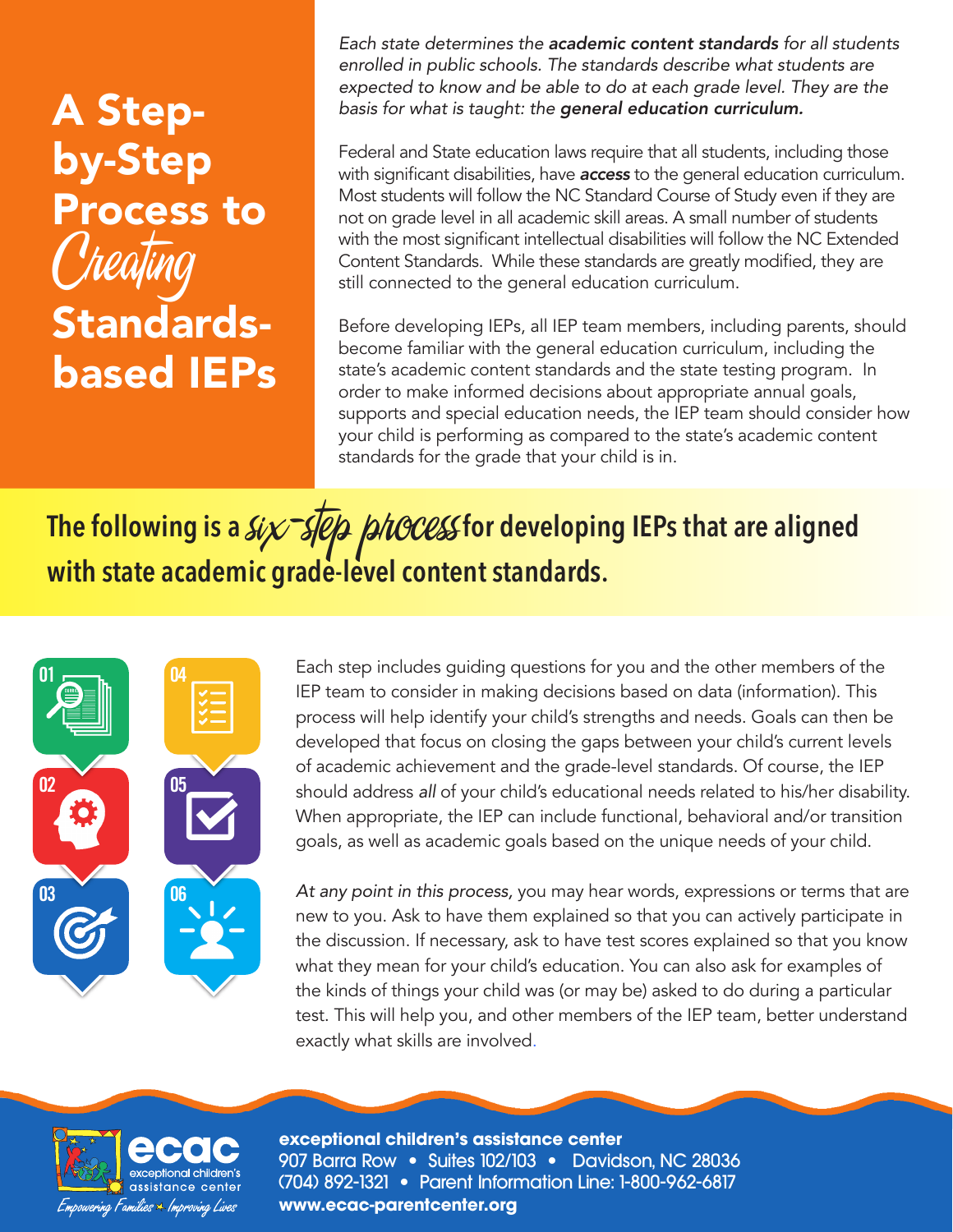# A Step-by-Step Process to *Creating* Standards-based IEPs

*Each state determines the* ***academic content standards*** *for all students enrolled in public schools. The standards describe what students are expected to know and be able to do at each grade level. They are the basis for what is taught: the* ***general education curriculum.***

Federal and State education laws require that all students, including those with significant disabilities, have ***access*** to the general education curriculum. Most students will follow the NC Standard Course of Study even if they are not on grade level in all academic skill areas. A small number of students with the most significant intellectual disabilities will follow the NC Extended Content Standards. While these standards are greatly modified, they are still connected to the general education curriculum.

Before developing IEPs, all IEP team members, including parents, should become familiar with the general education curriculum, including the state's academic content standards and the state testing program. In order to make informed decisions about appropriate annual goals, supports and special education needs, the IEP team should consider how your child is performing as compared to the state's academic content standards for the grade that your child is in.

## The following is a *six-step process* for developing IEPs that are aligned with state academic grade-level content standards.

01 02 03 04 05 06

Each step includes guiding questions for you and the other members of the IEP team to consider in making decisions based on data (information). This process will help identify your child's strengths and needs. Goals can then be developed that focus on closing the gaps between your child's current levels of academic achievement and the grade-level standards. Of course, the IEP should address *all* of your child's educational needs related to his/her disability. When appropriate, the IEP can include functional, behavioral and/or transition goals, as well as academic goals based on the unique needs of your child.

*At any point in this process,* you may hear words, expressions or terms that are new to you. Ask to have them explained so that you can actively participate in the discussion. If necessary, ask to have test scores explained so that you know what they mean for your child's education. You can also ask for examples of the kinds of things your child was (or may be) asked to do during a particular test. This will help you, and other members of the IEP team, better understand exactly what skills are involved.

ecac exceptional children's assistance center
*Empowering Families • Improving Lives*

**exceptional children's assistance center**
907 Barra Row • Suites 102/103 • Davidson, NC 28036
(704) 892-1321 • Parent Information Line: 1-800-962-6817
**www.ecac-parentcenter.org**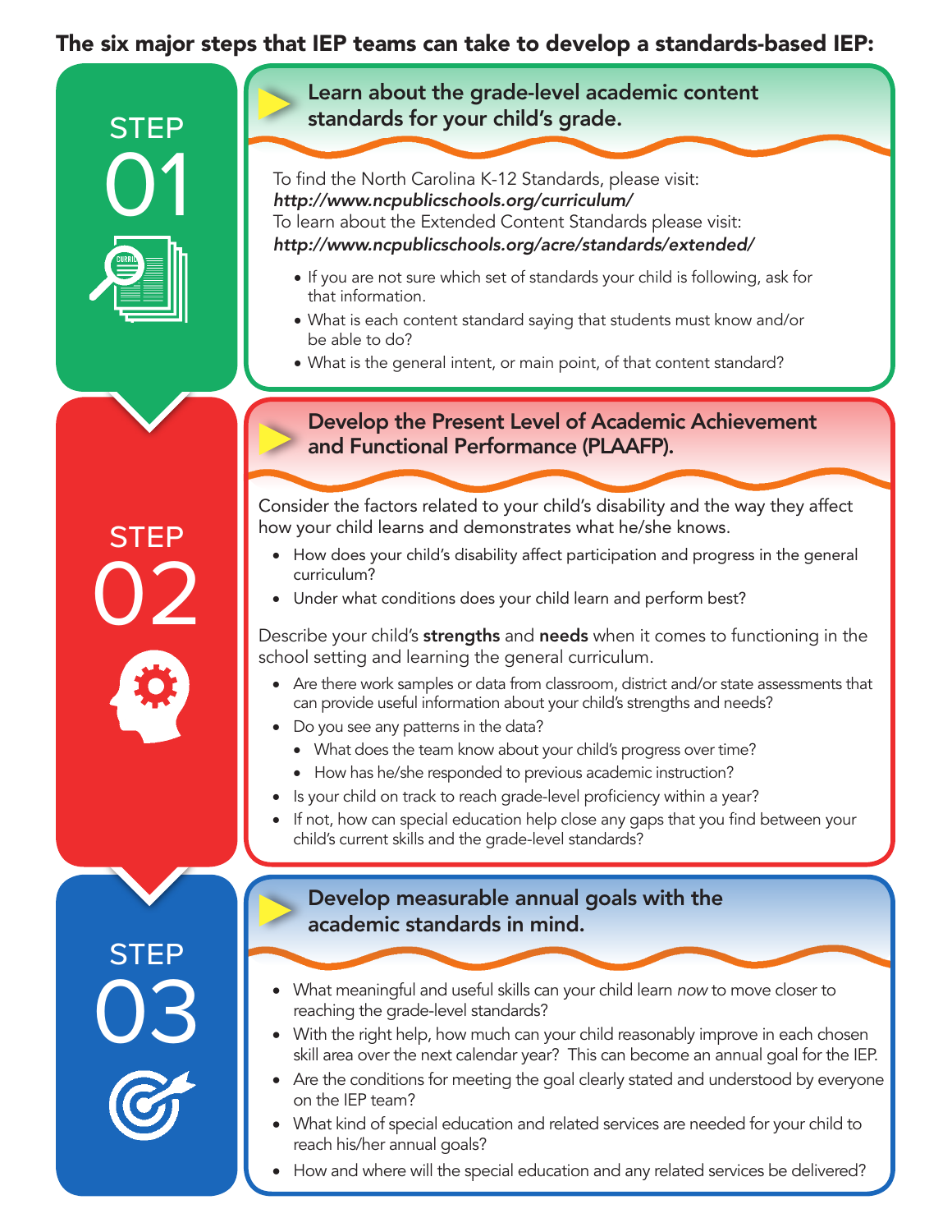## The six major steps that IEP teams can take to develop a standards-based IEP:

### STEP 01

### Learn about the grade-level academic content standards for your child's grade.

To find the North Carolina K-12 Standards, please visit:
***http://www.ncpublicschools.org/curriculum/***
To learn about the Extended Content Standards please visit:
***http://www.ncpublicschools.org/acre/standards/extended/***

- If you are not sure which set of standards your child is following, ask for that information.
- What is each content standard saying that students must know and/or be able to do?
- What is the general intent, or main point, of that content standard?

### STEP 02

### Develop the Present Level of Academic Achievement and Functional Performance (PLAAFP).

Consider the factors related to your child's disability and the way they affect how your child learns and demonstrates what he/she knows.

- How does your child's disability affect participation and progress in the general curriculum?
- Under what conditions does your child learn and perform best?

Describe your child's **strengths** and **needs** when it comes to functioning in the school setting and learning the general curriculum.

- Are there work samples or data from classroom, district and/or state assessments that can provide useful information about your child's strengths and needs?
- Do you see any patterns in the data?
  - What does the team know about your child's progress over time?
  - How has he/she responded to previous academic instruction?
- Is your child on track to reach grade-level proficiency within a year?
- If not, how can special education help close any gaps that you find between your child's current skills and the grade-level standards?

### STEP 03

### Develop measurable annual goals with the academic standards in mind.

- What meaningful and useful skills can your child learn *now* to move closer to reaching the grade-level standards?
- With the right help, how much can your child reasonably improve in each chosen skill area over the next calendar year? This can become an annual goal for the IEP.
- Are the conditions for meeting the goal clearly stated and understood by everyone on the IEP team?
- What kind of special education and related services are needed for your child to reach his/her annual goals?
- How and where will the special education and any related services be delivered?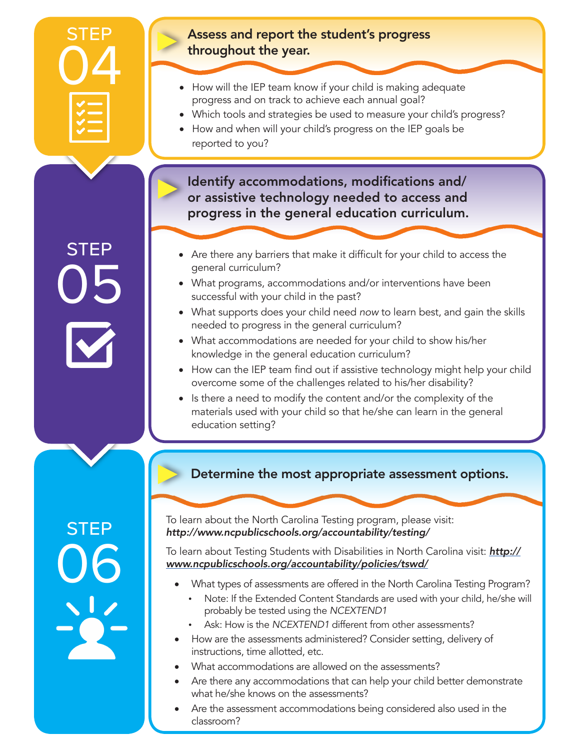## STEP 04

### Assess and report the student's progress throughout the year.

- How will the IEP team know if your child is making adequate progress and on track to achieve each annual goal?
- Which tools and strategies be used to measure your child's progress?
- How and when will your child's progress on the IEP goals be reported to you?

## STEP 05

### Identify accommodations, modifications and/or assistive technology needed to access and progress in the general education curriculum.

- Are there any barriers that make it difficult for your child to access the general curriculum?
- What programs, accommodations and/or interventions have been successful with your child in the past?
- What supports does your child need *now* to learn best, and gain the skills needed to progress in the general curriculum?
- What accommodations are needed for your child to show his/her knowledge in the general education curriculum?
- How can the IEP team find out if assistive technology might help your child overcome some of the challenges related to his/her disability?
- Is there a need to modify the content and/or the complexity of the materials used with your child so that he/she can learn in the general education setting?

## STEP 06

### Determine the most appropriate assessment options.

To learn about the North Carolina Testing program, please visit: ***http://www.ncpublicschools.org/accountability/testing/***

To learn about Testing Students with Disabilities in North Carolina visit: ***http://www.ncpublicschools.org/accountability/policies/tswd/***

- What types of assessments are offered in the North Carolina Testing Program?
  - Note: If the Extended Content Standards are used with your child, he/she will probably be tested using the *NCEXTEND1*
  - Ask: How is the *NCEXTEND1* different from other assessments?
- How are the assessments administered? Consider setting, delivery of instructions, time allotted, etc.
- What accommodations are allowed on the assessments?
- Are there any accommodations that can help your child better demonstrate what he/she knows on the assessments?
- Are the assessment accommodations being considered also used in the classroom?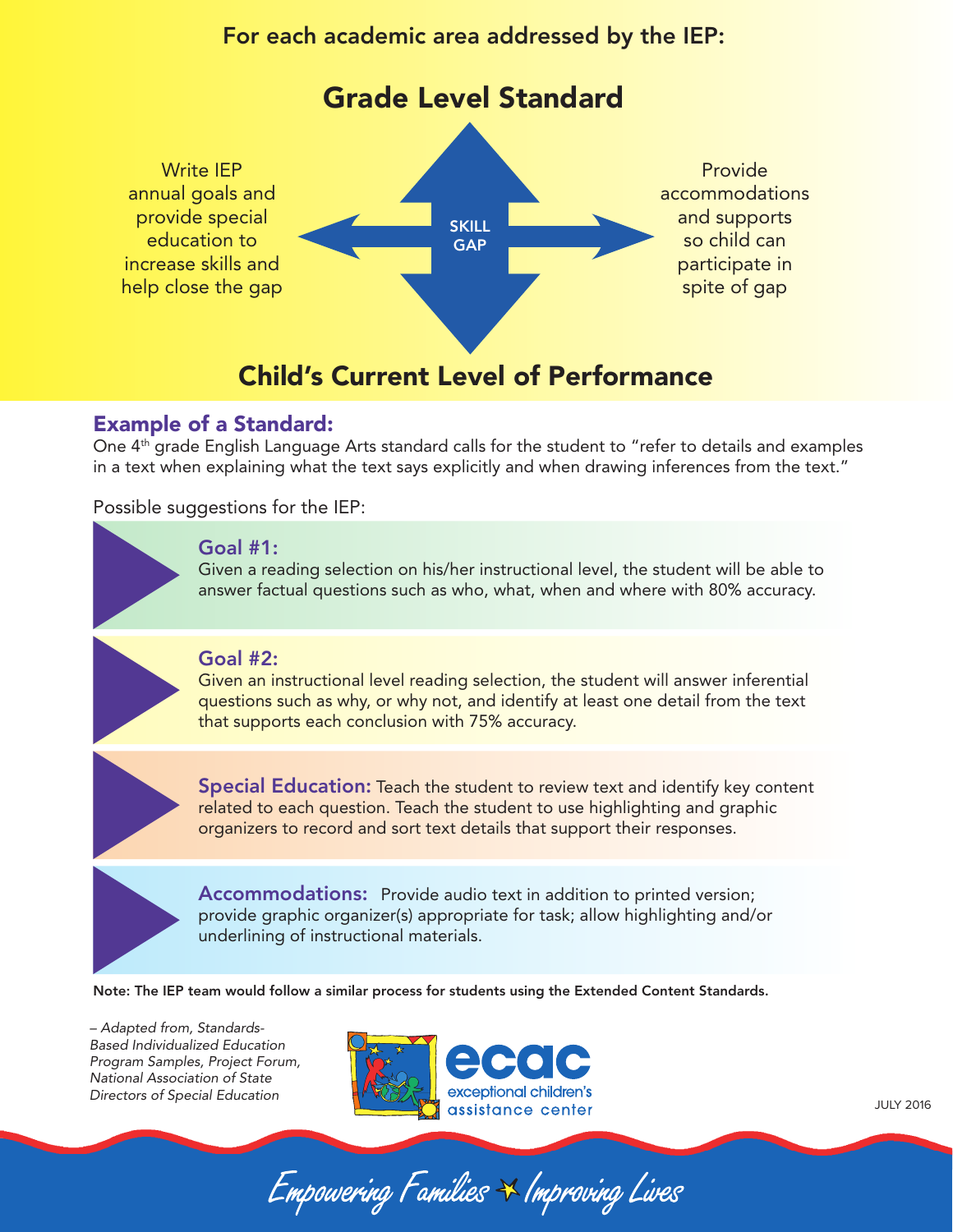For each academic area addressed by the IEP:

## Grade Level Standard

Write IEP annual goals and provide special education to increase skills and help close the gap

SKILL GAP

Provide accommodations and supports so child can participate in spite of gap

## Child's Current Level of Performance

### Example of a Standard:

One 4th grade English Language Arts standard calls for the student to "refer to details and examples in a text when explaining what the text says explicitly and when drawing inferences from the text."

Possible suggestions for the IEP:

**Goal #1:**
Given a reading selection on his/her instructional level, the student will be able to answer factual questions such as who, what, when and where with 80% accuracy.

**Goal #2:**
Given an instructional level reading selection, the student will answer inferential questions such as why, or why not, and identify at least one detail from the text that supports each conclusion with 75% accuracy.

**Special Education:** Teach the student to review text and identify key content related to each question. Teach the student to use highlighting and graphic organizers to record and sort text details that support their responses.

**Accommodations:** Provide audio text in addition to printed version; provide graphic organizer(s) appropriate for task; allow highlighting and/or underlining of instructional materials.

**Note: The IEP team would follow a similar process for students using the Extended Content Standards.**

*– Adapted from, Standards-Based Individualized Education Program Samples, Project Forum, National Association of State Directors of Special Education*

ecac exceptional children's assistance center

JULY 2016

*Empowering Families ✶ Improving Lives*